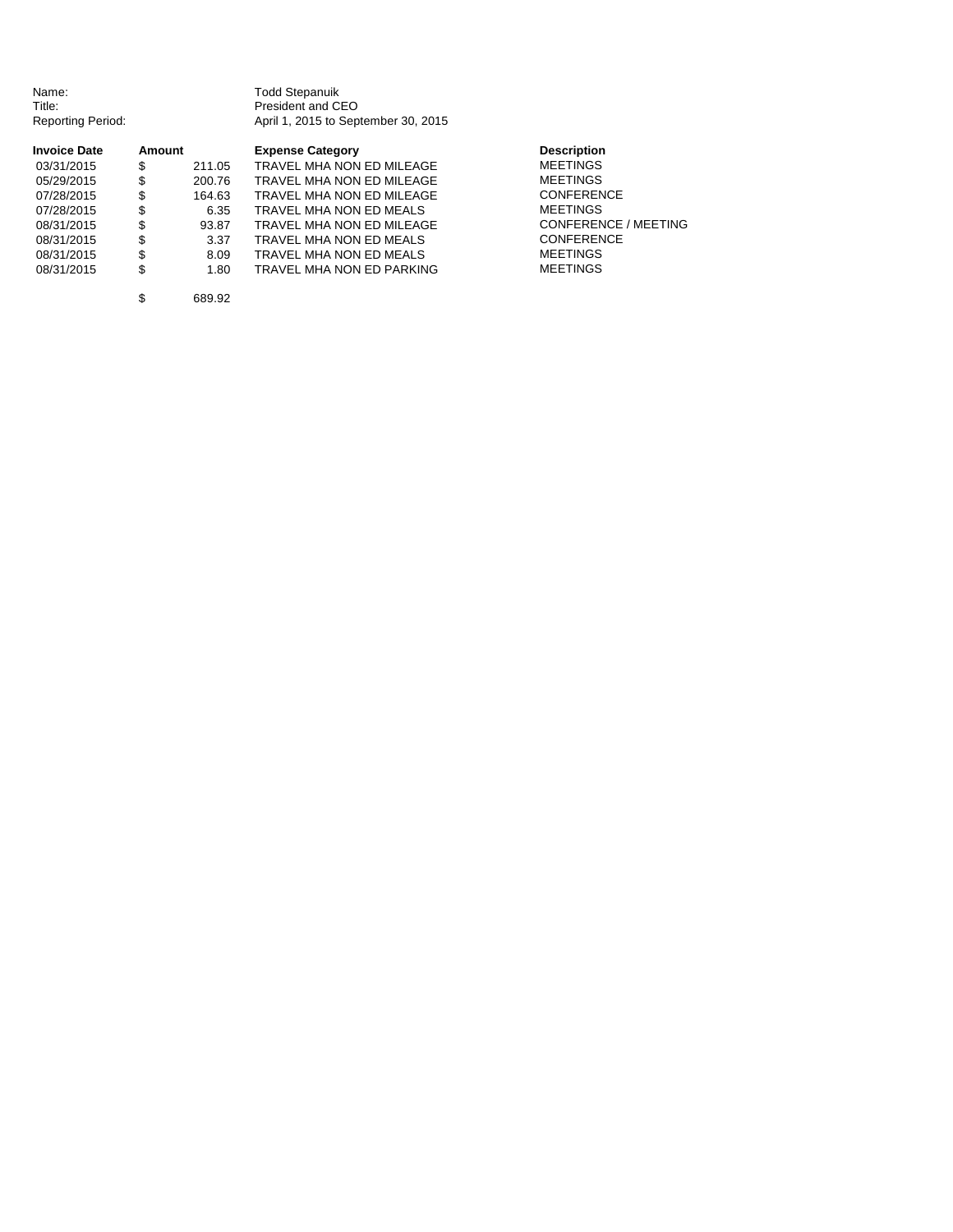Name: Todd Stepanuik
Title: President and CEO
Reporting Period: April 1, 2015 to September 30, 2015

| Invoice Date | Amount | Expense Category | Description |
|---|---|---|---|
| 03/31/2015 | $ 211.05 | TRAVEL MHA NON ED MILEAGE | MEETINGS |
| 05/29/2015 | $ 200.76 | TRAVEL MHA NON ED MILEAGE | MEETINGS |
| 07/28/2015 | $ 164.63 | TRAVEL MHA NON ED MILEAGE | CONFERENCE |
| 07/28/2015 | $ 6.35 | TRAVEL MHA NON ED MEALS | MEETINGS |
| 08/31/2015 | $ 93.87 | TRAVEL MHA NON ED MILEAGE | CONFERENCE / MEETING |
| 08/31/2015 | $ 3.37 | TRAVEL MHA NON ED MEALS | CONFERENCE |
| 08/31/2015 | $ 8.09 | TRAVEL MHA NON ED MEALS | MEETINGS |
| 08/31/2015 | $ 1.80 | TRAVEL MHA NON ED PARKING | MEETINGS |
| | $ 689.92 | | |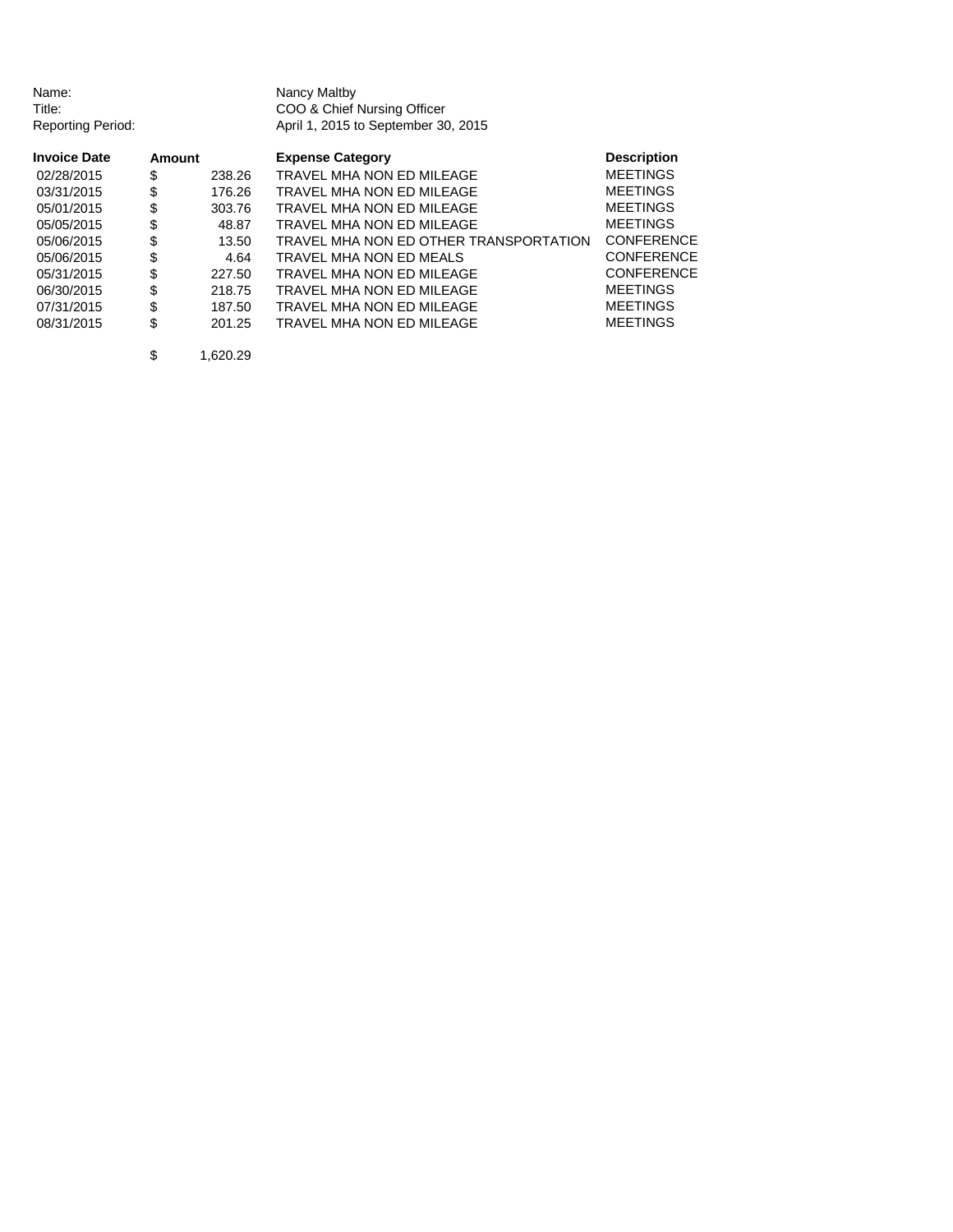Name: Nancy Maltby
Title: COO & Chief Nursing Officer
Reporting Period: April 1, 2015 to September 30, 2015

| Invoice Date | Amount | | Expense Category | Description |
|---|---|---|---|---|
| 02/28/2015 | $ | 238.26 | TRAVEL MHA NON ED MILEAGE | MEETINGS |
| 03/31/2015 | $ | 176.26 | TRAVEL MHA NON ED MILEAGE | MEETINGS |
| 05/01/2015 | $ | 303.76 | TRAVEL MHA NON ED MILEAGE | MEETINGS |
| 05/05/2015 | $ | 48.87 | TRAVEL MHA NON ED MILEAGE | MEETINGS |
| 05/06/2015 | $ | 13.50 | TRAVEL MHA NON ED OTHER TRANSPORTATION | CONFERENCE |
| 05/06/2015 | $ | 4.64 | TRAVEL MHA NON ED MEALS | CONFERENCE |
| 05/31/2015 | $ | 227.50 | TRAVEL MHA NON ED MILEAGE | CONFERENCE |
| 06/30/2015 | $ | 218.75 | TRAVEL MHA NON ED MILEAGE | MEETINGS |
| 07/31/2015 | $ | 187.50 | TRAVEL MHA NON ED MILEAGE | MEETINGS |
| 08/31/2015 | $ | 201.25 | TRAVEL MHA NON ED MILEAGE | MEETINGS |
| | $ | 1,620.29 | | |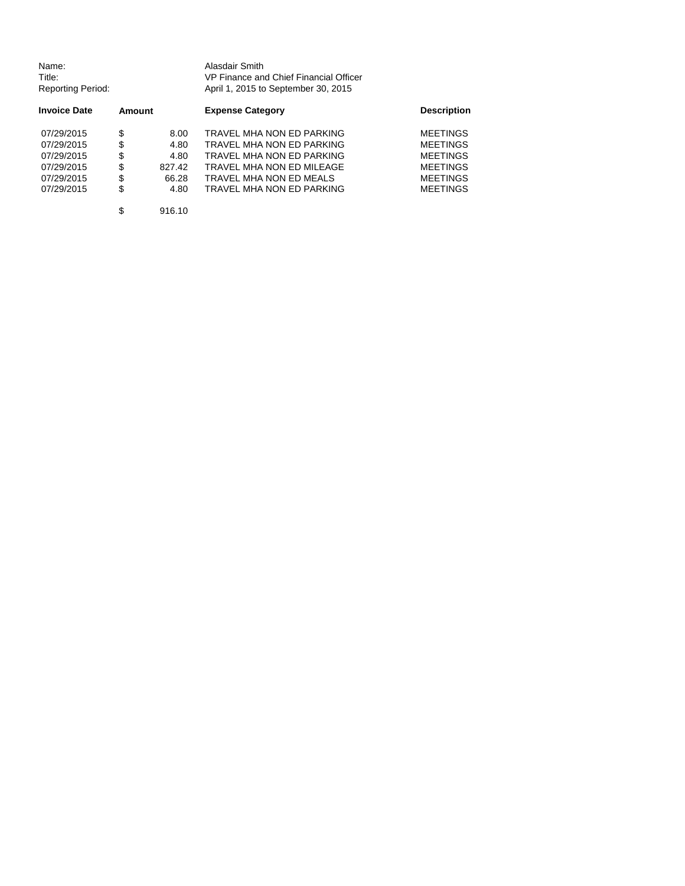Name: Alasdair Smith
Title: VP Finance and Chief Financial Officer
Reporting Period: April 1, 2015 to September 30, 2015

| Invoice Date | Amount | Expense Category | Description |
|---|---|---|---|
| 07/29/2015 | $ 8.00 | TRAVEL MHA NON ED PARKING | MEETINGS |
| 07/29/2015 | $ 4.80 | TRAVEL MHA NON ED PARKING | MEETINGS |
| 07/29/2015 | $ 4.80 | TRAVEL MHA NON ED PARKING | MEETINGS |
| 07/29/2015 | $ 827.42 | TRAVEL MHA NON ED MILEAGE | MEETINGS |
| 07/29/2015 | $ 66.28 | TRAVEL MHA NON ED MEALS | MEETINGS |
| 07/29/2015 | $ 4.80 | TRAVEL MHA NON ED PARKING | MEETINGS |
| | $ 916.10 | | |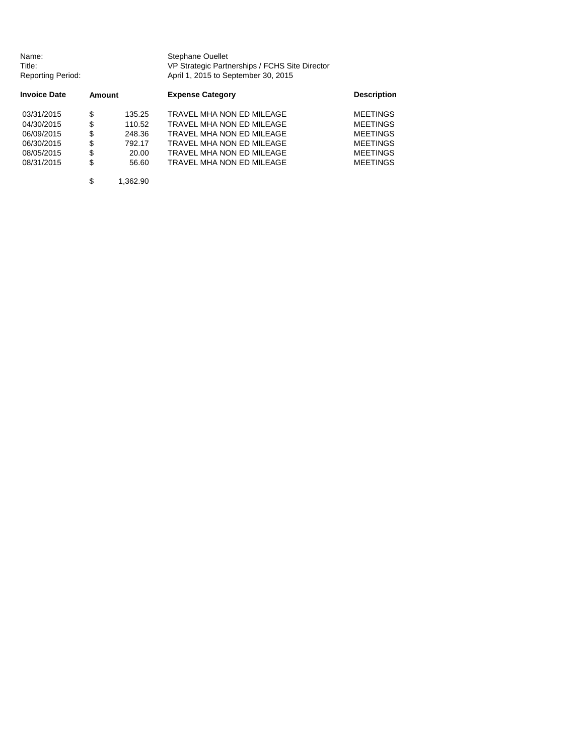Name: Stephane Ouellet
Title: VP Strategic Partnerships / FCHS Site Director
Reporting Period: April 1, 2015 to September 30, 2015

| Invoice Date | Amount | Expense Category | Description |
|---|---|---|---|
| 03/31/2015 | $ 135.25 | TRAVEL MHA NON ED MILEAGE | MEETINGS |
| 04/30/2015 | $ 110.52 | TRAVEL MHA NON ED MILEAGE | MEETINGS |
| 06/09/2015 | $ 248.36 | TRAVEL MHA NON ED MILEAGE | MEETINGS |
| 06/30/2015 | $ 792.17 | TRAVEL MHA NON ED MILEAGE | MEETINGS |
| 08/05/2015 | $ 20.00 | TRAVEL MHA NON ED MILEAGE | MEETINGS |
| 08/31/2015 | $ 56.60 | TRAVEL MHA NON ED MILEAGE | MEETINGS |
| | $ 1,362.90 | | |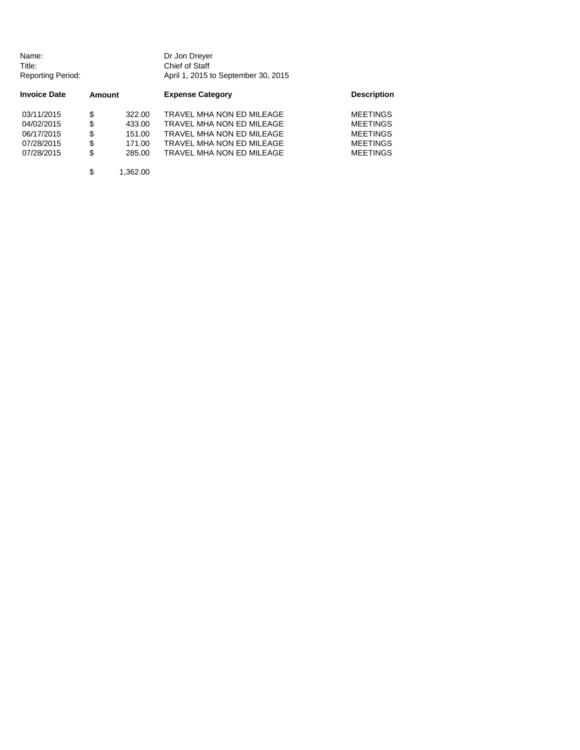Name: Dr Jon Dreyer
Title: Chief of Staff
Reporting Period: April 1, 2015 to September 30, 2015

| Invoice Date | Amount | Expense Category | Description |
|---|---|---|---|
| 03/11/2015 | $ 322.00 | TRAVEL MHA NON ED MILEAGE | MEETINGS |
| 04/02/2015 | $ 433.00 | TRAVEL MHA NON ED MILEAGE | MEETINGS |
| 06/17/2015 | $ 151.00 | TRAVEL MHA NON ED MILEAGE | MEETINGS |
| 07/28/2015 | $ 171.00 | TRAVEL MHA NON ED MILEAGE | MEETINGS |
| 07/28/2015 | $ 285.00 | TRAVEL MHA NON ED MILEAGE | MEETINGS |
| | $ 1,362.00 | | |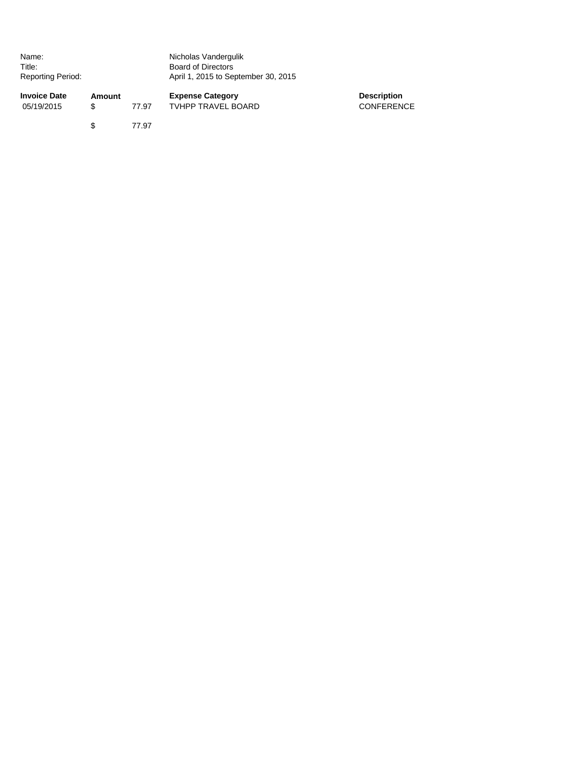| | |
|---|---|
| Name: | Nicholas Vandergulik |
| Title: | Board of Directors |
| Reporting Period: | April 1, 2015 to September 30, 2015 |

| Invoice Date | Amount | | Expense Category | Description |
|---|---|---|---|---|
| 05/19/2015 | $ | 77.97 | TVHPP TRAVEL BOARD | CONFERENCE |
| | $ | 77.97 | | |